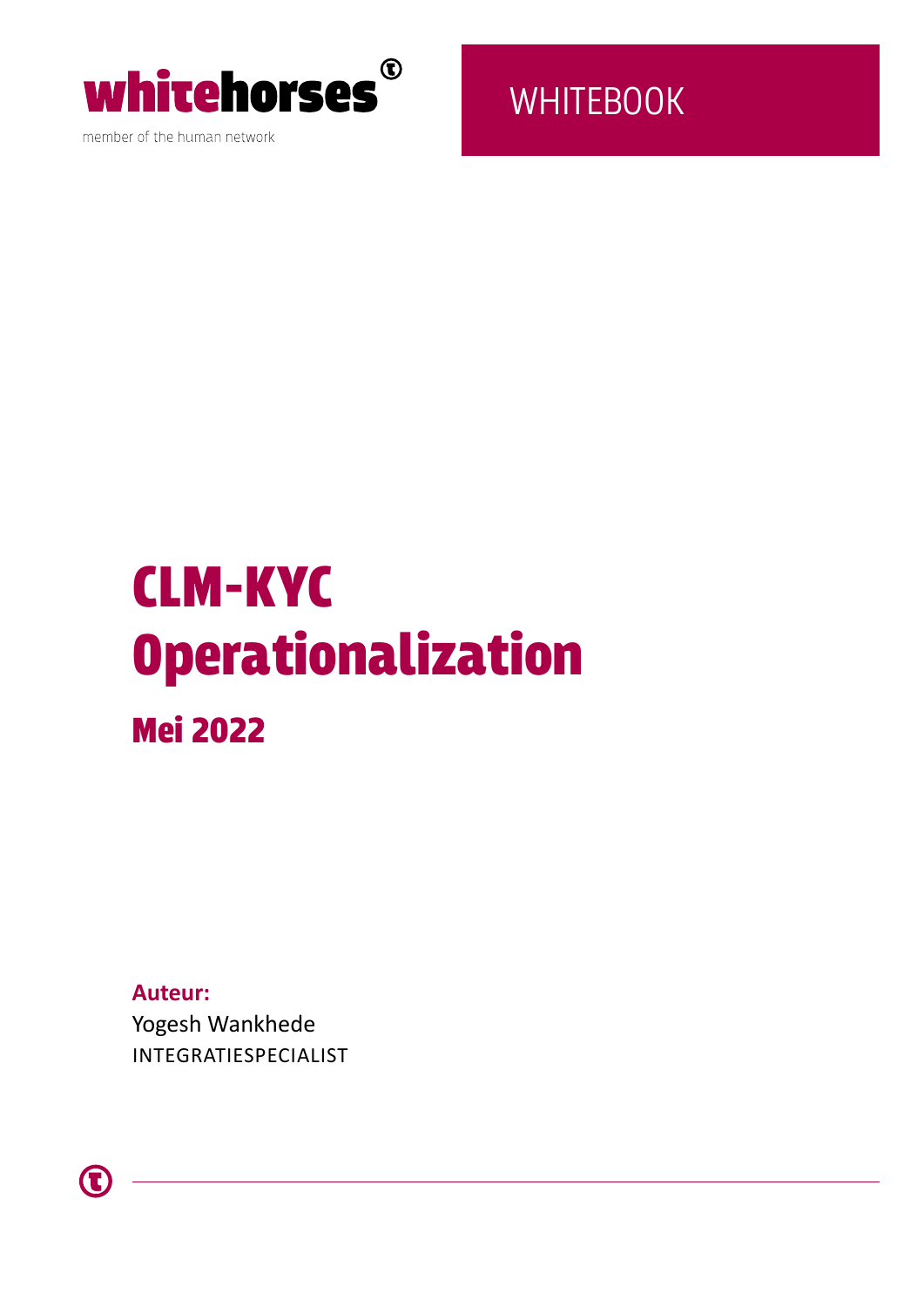whitehorses®

member of the human network

WHITEBOOK

# CLM-KYC Operationalization

## Mei 2022

**Auteur:**
Yogesh Wankhede
INTEGRATIESPECIALIST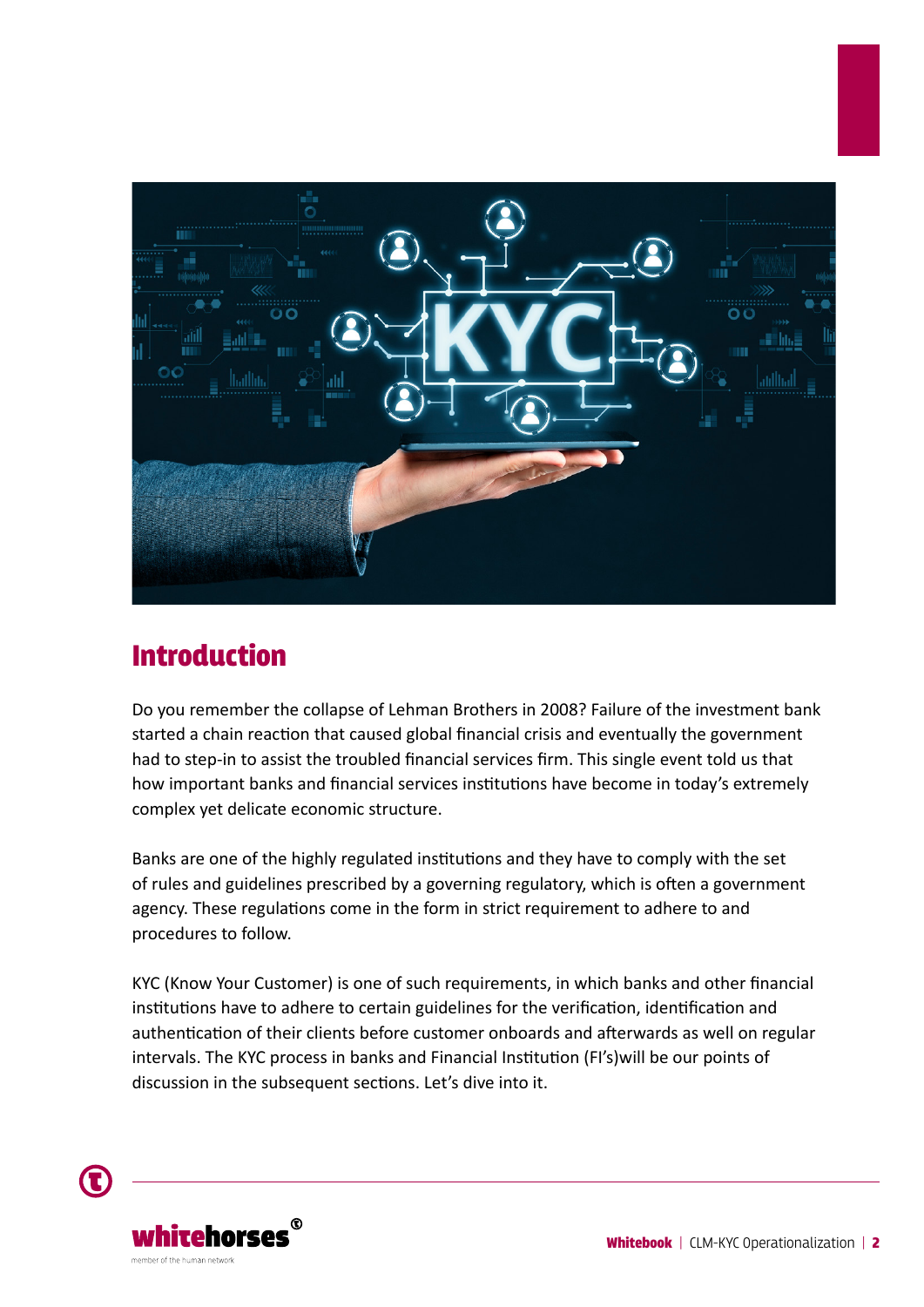# Introduction

Do you remember the collapse of Lehman Brothers in 2008? Failure of the investment bank started a chain reaction that caused global financial crisis and eventually the government had to step-in to assist the troubled financial services firm. This single event told us that how important banks and financial services institutions have become in today's extremely complex yet delicate economic structure.

Banks are one of the highly regulated institutions and they have to comply with the set of rules and guidelines prescribed by a governing regulatory, which is often a government agency. These regulations come in the form in strict requirement to adhere to and procedures to follow.

KYC (Know Your Customer) is one of such requirements, in which banks and other financial institutions have to adhere to certain guidelines for the verification, identification and authentication of their clients before customer onboards and afterwards as well on regular intervals. The KYC process in banks and Financial Institution (FI's)will be our points of discussion in the subsequent sections. Let's dive into it.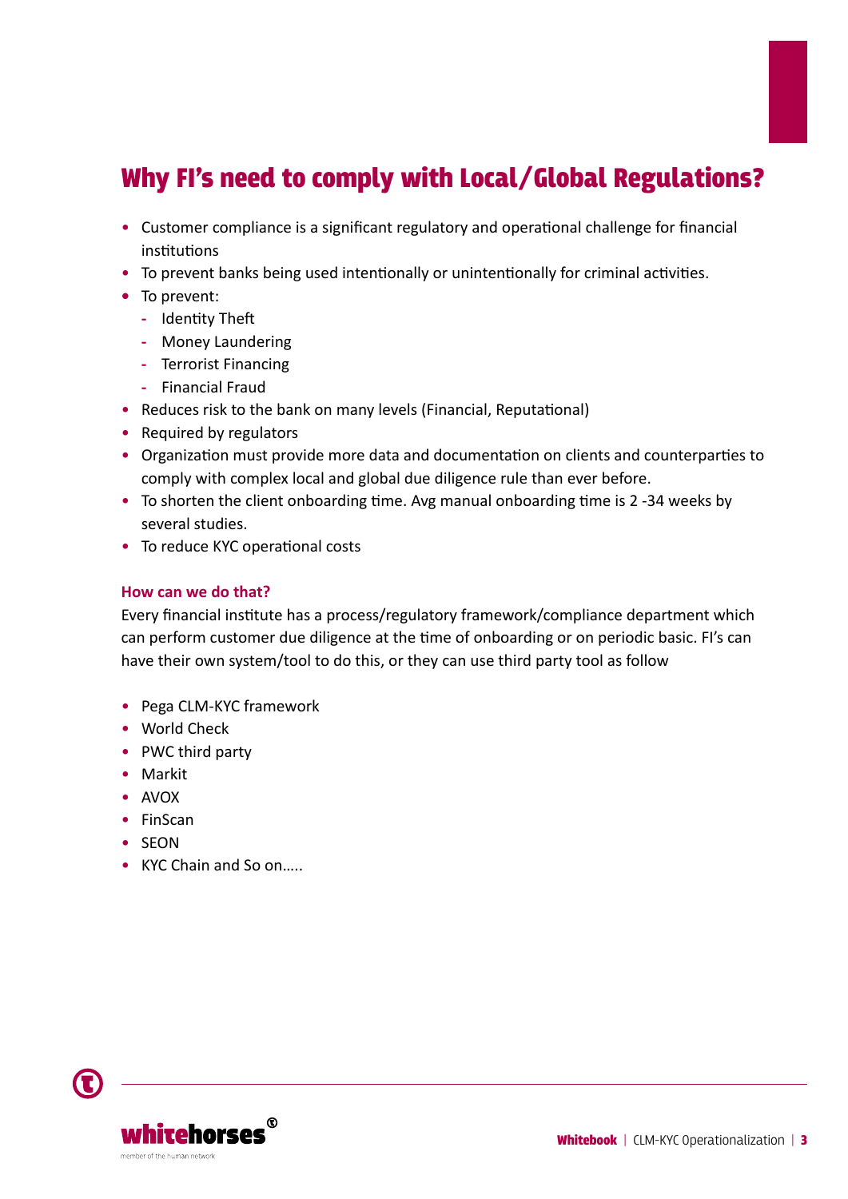## Why FI's need to comply with Local/Global Regulations?

- Customer compliance is a significant regulatory and operational challenge for financial institutions
- To prevent banks being used intentionally or unintentionally for criminal activities.
- To prevent:
  - Identity Theft
  - Money Laundering
  - Terrorist Financing
  - Financial Fraud
- Reduces risk to the bank on many levels (Financial, Reputational)
- Required by regulators
- Organization must provide more data and documentation on clients and counterparties to comply with complex local and global due diligence rule than ever before.
- To shorten the client onboarding time. Avg manual onboarding time is 2 -34 weeks by several studies.
- To reduce KYC operational costs

### How can we do that?

Every financial institute has a process/regulatory framework/compliance department which can perform customer due diligence at the time of onboarding or on periodic basic. FI's can have their own system/tool to do this, or they can use third party tool as follow

- Pega CLM-KYC framework
- World Check
- PWC third party
- Markit
- AVOX
- FinScan
- SEON
- KYC Chain and So on…..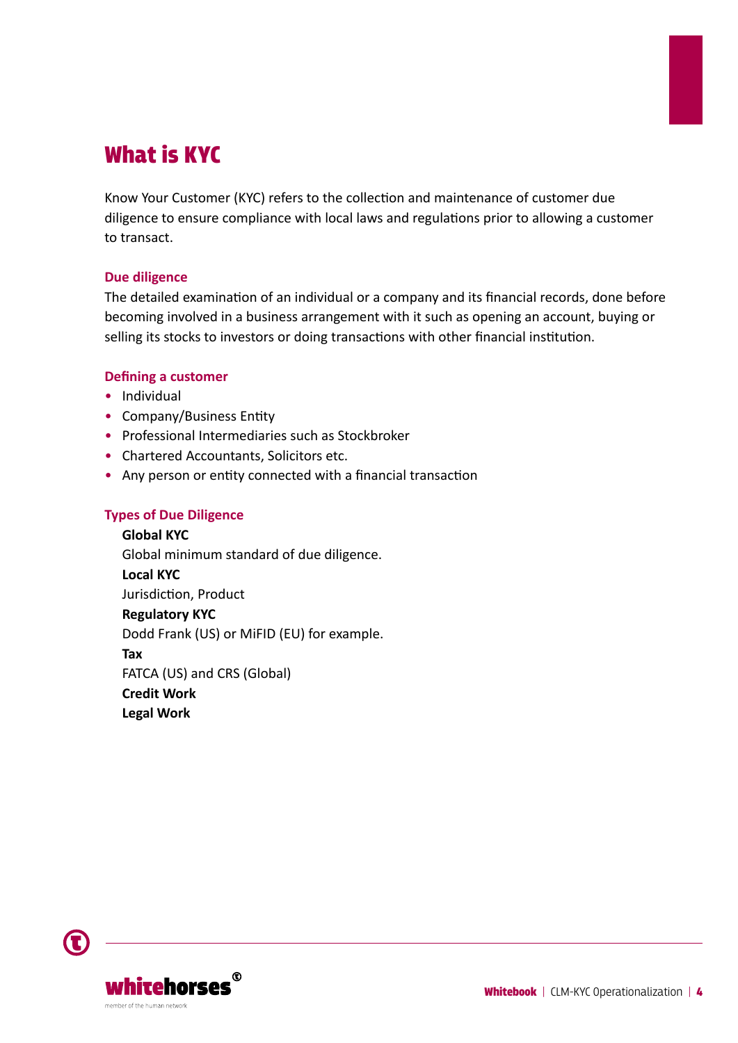# What is KYC

Know Your Customer (KYC) refers to the collection and maintenance of customer due diligence to ensure compliance with local laws and regulations prior to allowing a customer to transact.

### Due diligence

The detailed examination of an individual or a company and its financial records, done before becoming involved in a business arrangement with it such as opening an account, buying or selling its stocks to investors or doing transactions with other financial institution.

### Defining a customer

- Individual
- Company/Business Entity
- Professional Intermediaries such as Stockbroker
- Chartered Accountants, Solicitors etc.
- Any person or entity connected with a financial transaction

### Types of Due Diligence

**Global KYC**
Global minimum standard of due diligence.

**Local KYC**
Jurisdiction, Product

**Regulatory KYC**
Dodd Frank (US) or MiFID (EU) for example.

**Tax**
FATCA (US) and CRS (Global)

**Credit Work**

**Legal Work**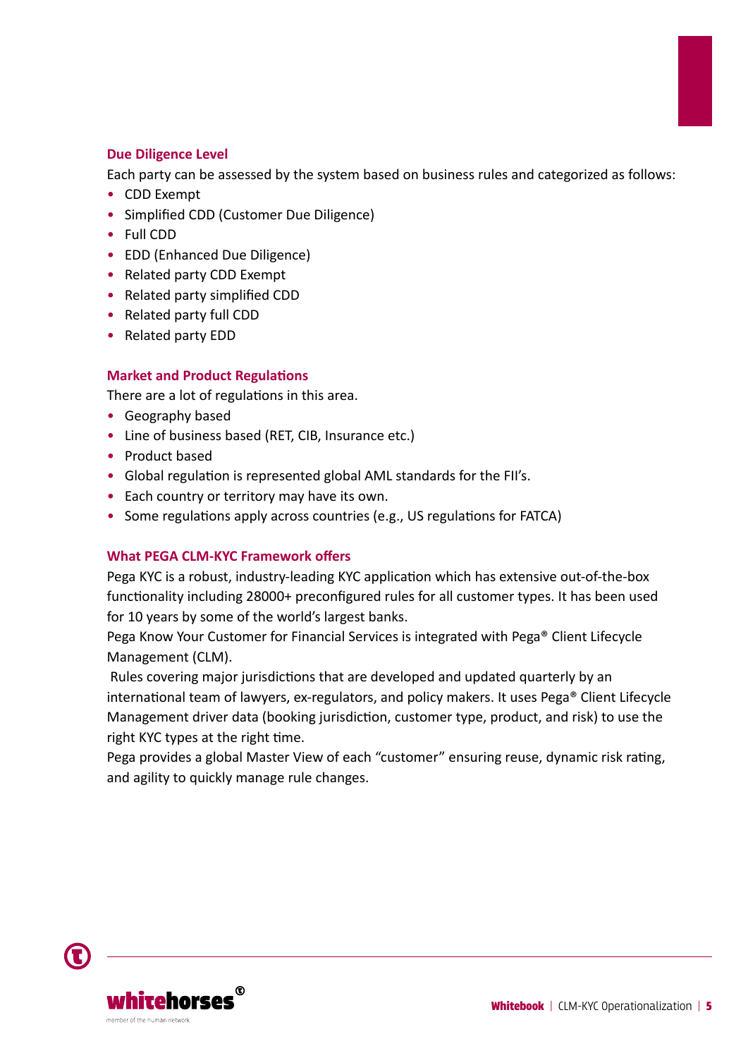### Due Diligence Level

Each party can be assessed by the system based on business rules and categorized as follows:

- CDD Exempt
- Simplified CDD (Customer Due Diligence)
- Full CDD
- EDD (Enhanced Due Diligence)
- Related party CDD Exempt
- Related party simplified CDD
- Related party full CDD
- Related party EDD

### Market and Product Regulations

There are a lot of regulations in this area.

- Geography based
- Line of business based (RET, CIB, Insurance etc.)
- Product based
- Global regulation is represented global AML standards for the FII's.
- Each country or territory may have its own.
- Some regulations apply across countries (e.g., US regulations for FATCA)

### What PEGA CLM-KYC Framework offers

Pega KYC is a robust, industry-leading KYC application which has extensive out-of-the-box functionality including 28000+ preconfigured rules for all customer types. It has been used for 10 years by some of the world's largest banks.

Pega Know Your Customer for Financial Services is integrated with Pega® Client Lifecycle Management (CLM).

Rules covering major jurisdictions that are developed and updated quarterly by an international team of lawyers, ex-regulators, and policy makers. It uses Pega® Client Lifecycle Management driver data (booking jurisdiction, customer type, product, and risk) to use the right KYC types at the right time.

Pega provides a global Master View of each "customer" ensuring reuse, dynamic risk rating, and agility to quickly manage rule changes.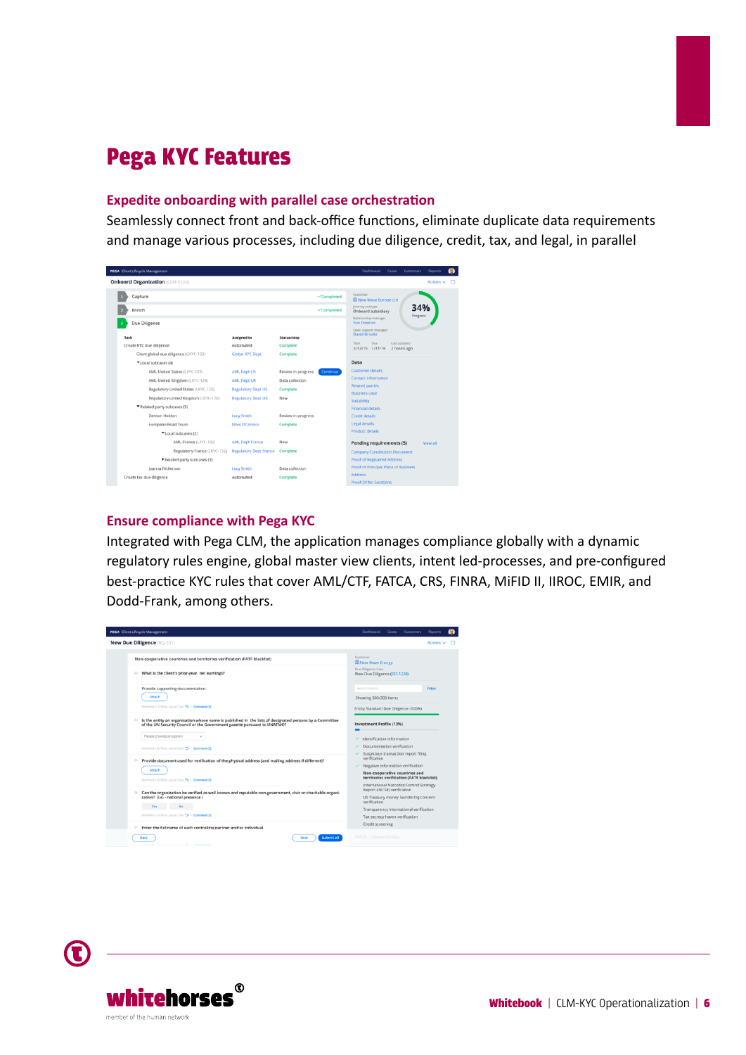# Pega KYC Features

## Expedite onboarding with parallel case orchestration

Seamlessly connect front and back-office functions, eliminate duplicate data requirements and manage various processes, including due diligence, credit, tax, and legal, in parallel

## Ensure compliance with Pega KYC

Integrated with Pega CLM, the application manages compliance globally with a dynamic regulatory rules engine, global master view clients, intent led-processes, and pre-configured best-practice KYC rules that cover AML/CTF, FATCA, CRS, FINRA, MiFID II, IIROC, EMIR, and Dodd-Frank, among others.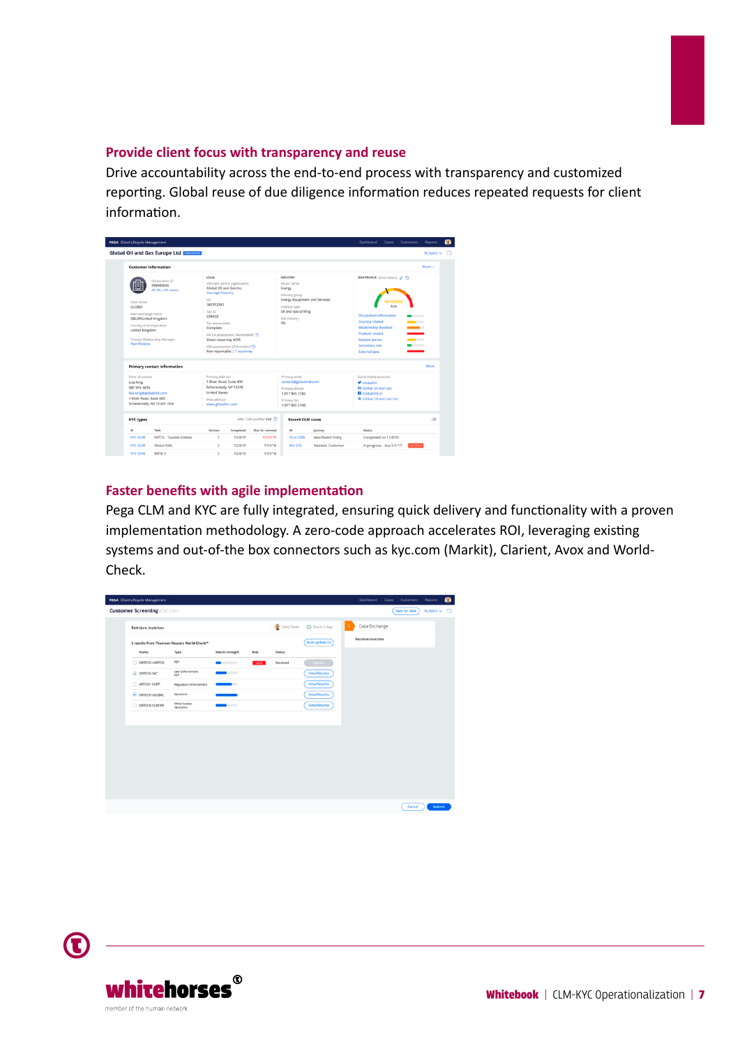## Provide client focus with transparency and reuse

Drive accountability across the end-to-end process with transparency and customized reporting. Global reuse of due diligence information reduces repeated requests for client information.

## Faster benefits with agile implementation

Pega CLM and KYC are fully integrated, ensuring quick delivery and functionality with a proven implementation methodology. A zero-code approach accelerates ROI, leveraging existing systems and out-of-the box connectors such as kyc.com (Markit), Clarient, Avox and World-Check.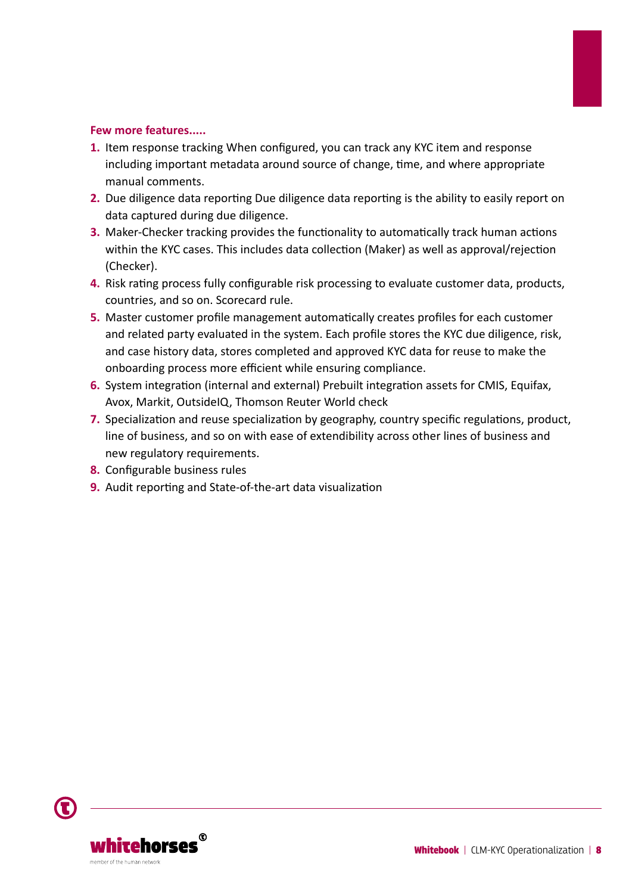**Few more features.....**

1. Item response tracking When configured, you can track any KYC item and response including important metadata around source of change, time, and where appropriate manual comments.
2. Due diligence data reporting Due diligence data reporting is the ability to easily report on data captured during due diligence.
3. Maker-Checker tracking provides the functionality to automatically track human actions within the KYC cases. This includes data collection (Maker) as well as approval/rejection (Checker).
4. Risk rating process fully configurable risk processing to evaluate customer data, products, countries, and so on. Scorecard rule.
5. Master customer profile management automatically creates profiles for each customer and related party evaluated in the system. Each profile stores the KYC due diligence, risk, and case history data, stores completed and approved KYC data for reuse to make the onboarding process more efficient while ensuring compliance.
6. System integration (internal and external) Prebuilt integration assets for CMIS, Equifax, Avox, Markit, OutsideIQ, Thomson Reuter World check
7. Specialization and reuse specialization by geography, country specific regulations, product, line of business, and so on with ease of extendibility across other lines of business and new regulatory requirements.
8. Configurable business rules
9. Audit reporting and State-of-the-art data visualization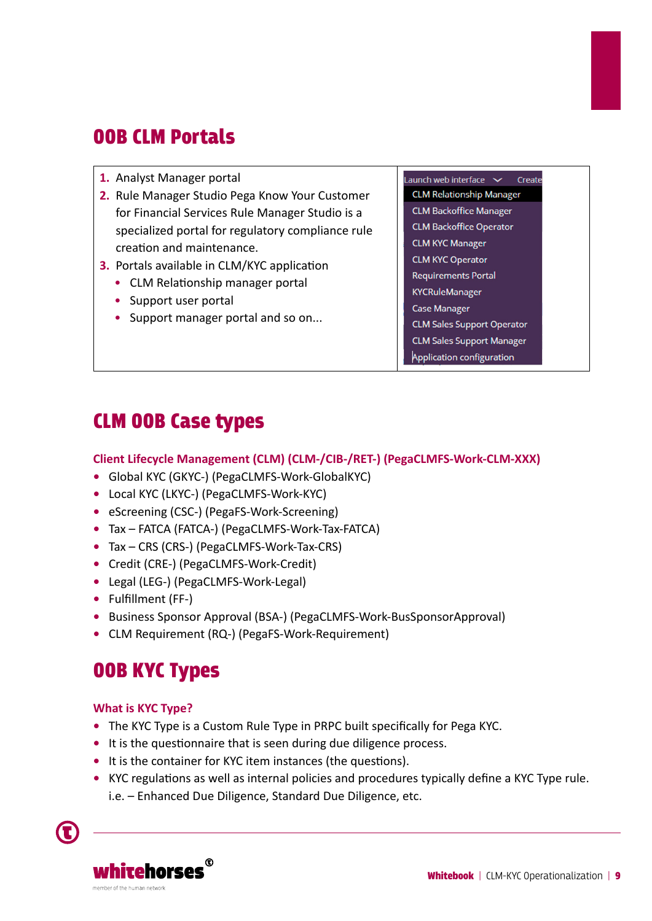## OOB CLM Portals

| | |
|---|---|
| 1. Analyst Manager portal<br>2. Rule Manager Studio Pega Know Your Customer for Financial Services Rule Manager Studio is a specialized portal for regulatory compliance rule creation and maintenance.<br>3. Portals available in CLM/KYC application<br>• CLM Relationship manager portal<br>• Support user portal<br>• Support manager portal and so on... | Launch web interface ⌄ Create<br>CLM Relationship Manager<br>CLM Backoffice Manager<br>CLM Backoffice Operator<br>CLM KYC Manager<br>CLM KYC Operator<br>Requirements Portal<br>KYCRuleManager<br>Case Manager<br>CLM Sales Support Operator<br>CLM Sales Support Manager<br>Application configuration |

## CLM OOB Case types

### Client Lifecycle Management (CLM) (CLM-/CIB-/RET-) (PegaCLMFS-Work-CLM-XXX)

- Global KYC (GKYC-) (PegaCLMFS-Work-GlobalKYC)
- Local KYC (LKYC-) (PegaCLMFS-Work-KYC)
- eScreening (CSC-) (PegaFS-Work-Screening)
- Tax – FATCA (FATCA-) (PegaCLMFS-Work-Tax-FATCA)
- Tax – CRS (CRS-) (PegaCLMFS-Work-Tax-CRS)
- Credit (CRE-) (PegaCLMFS-Work-Credit)
- Legal (LEG-) (PegaCLMFS-Work-Legal)
- Fulfillment (FF-)
- Business Sponsor Approval (BSA-) (PegaCLMFS-Work-BusSponsorApproval)
- CLM Requirement (RQ-) (PegaFS-Work-Requirement)

## OOB KYC Types

### What is KYC Type?

- The KYC Type is a Custom Rule Type in PRPC built specifically for Pega KYC.
- It is the questionnaire that is seen during due diligence process.
- It is the container for KYC item instances (the questions).
- KYC regulations as well as internal policies and procedures typically define a KYC Type rule. i.e. – Enhanced Due Diligence, Standard Due Diligence, etc.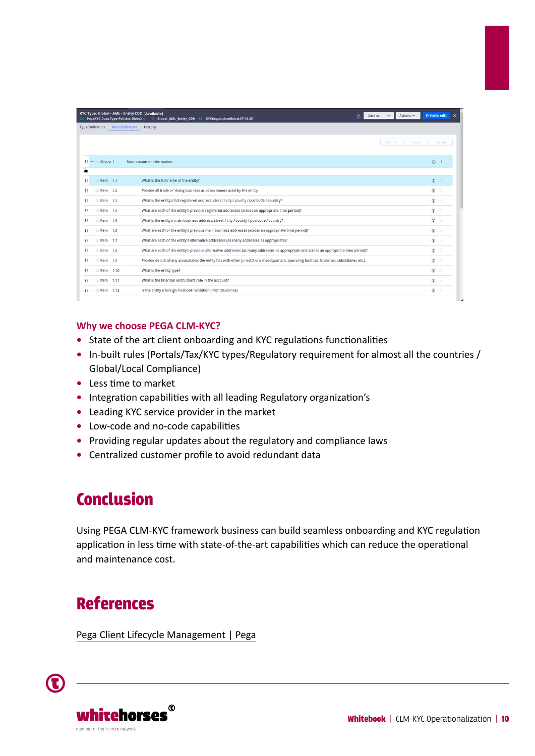## Why we choose PEGA CLM-KYC?

- State of the art client onboarding and KYC regulations functionalities
- In-built rules (Portals/Tax/KYC types/Regulatory requirement for almost all the countries / Global/Local Compliance)
- Less time to market
- Integration capabilities with all leading Regulatory organization's
- Leading KYC service provider in the market
- Low-code and no-code capabilities
- Providing regular updates about the regulatory and compliance laws
- Centralized customer profile to avoid redundant data

# Conclusion

Using PEGA CLM-KYC framework business can build seamless onboarding and KYC regulation application in less time with state-of-the-art capabilities which can reduce the operational and maintenance cost.

# References

Pega Client Lifecycle Management | Pega